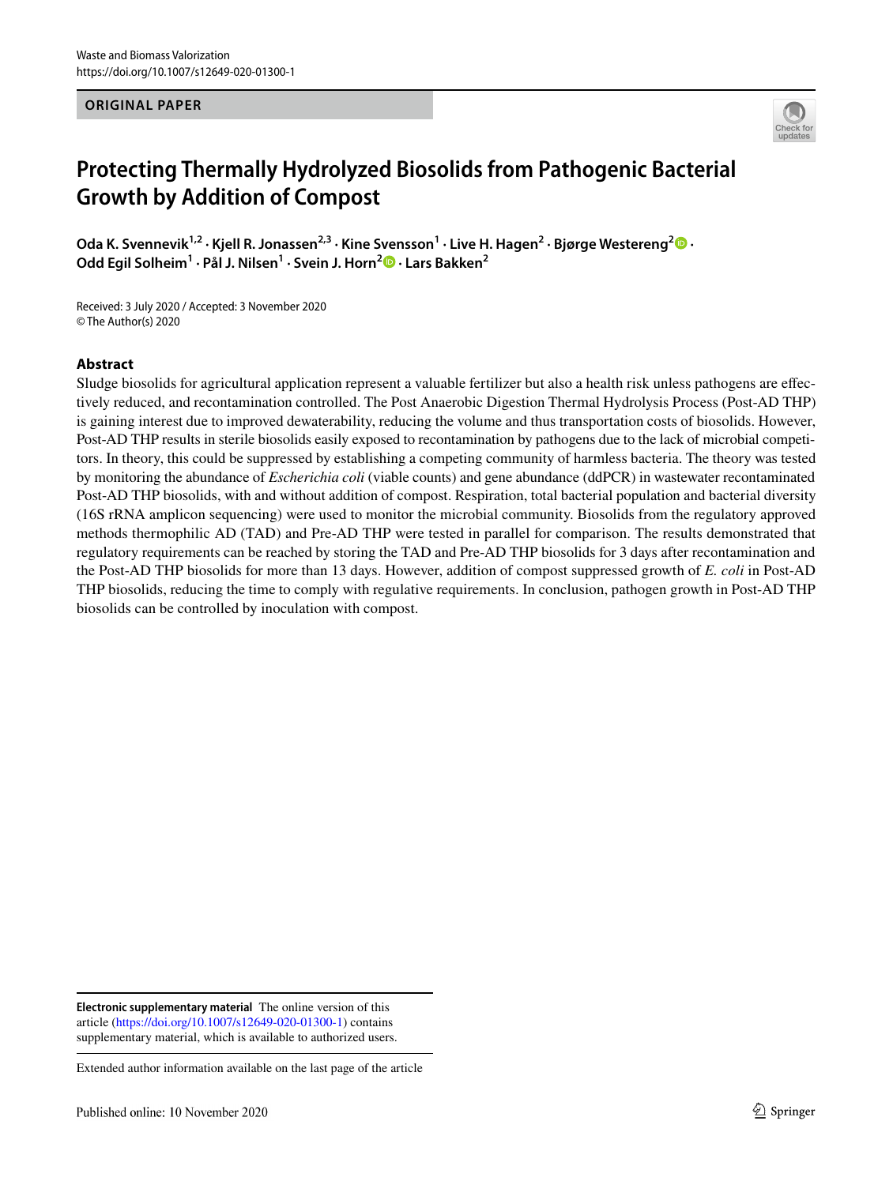ORIGINAL PAPER

# Protecting Thermally Hydrolyzed Biosolids from Pathogenic Bacterial Growth by Addition of Compost

Oda K. Svennevik[1,2] · Kjell R. Jonassen[2,3] · Kine Svensson[1] · Live H. Hagen[2] · Bjørge Westereng[2] · Odd Egil Solheim[1] · Pål J. Nilsen[1] · Svein J. Horn[2] · Lars Bakken[2]

Received: 3 July 2020 / Accepted: 3 November 2020
© The Author(s) 2020

## Abstract

Sludge biosolids for agricultural application represent a valuable fertilizer but also a health risk unless pathogens are effectively reduced, and recontamination controlled. The Post Anaerobic Digestion Thermal Hydrolysis Process (Post-AD THP) is gaining interest due to improved dewaterability, reducing the volume and thus transportation costs of biosolids. However, Post-AD THP results in sterile biosolids easily exposed to recontamination by pathogens due to the lack of microbial competitors. In theory, this could be suppressed by establishing a competing community of harmless bacteria. The theory was tested by monitoring the abundance of *Escherichia coli* (viable counts) and gene abundance (ddPCR) in wastewater recontaminated Post-AD THP biosolids, with and without addition of compost. Respiration, total bacterial population and bacterial diversity (16S rRNA amplicon sequencing) were used to monitor the microbial community. Biosolids from the regulatory approved methods thermophilic AD (TAD) and Pre-AD THP were tested in parallel for comparison. The results demonstrated that regulatory requirements can be reached by storing the TAD and Pre-AD THP biosolids for 3 days after recontamination and the Post-AD THP biosolids for more than 13 days. However, addition of compost suppressed growth of *E. coli* in Post-AD THP biosolids, reducing the time to comply with regulative requirements. In conclusion, pathogen growth in Post-AD THP biosolids can be controlled by inoculation with compost.

**Electronic supplementary material** The online version of this article (https://doi.org/10.1007/s12649-020-01300-1) contains supplementary material, which is available to authorized users.

Extended author information available on the last page of the article

Published online: 10 November 2020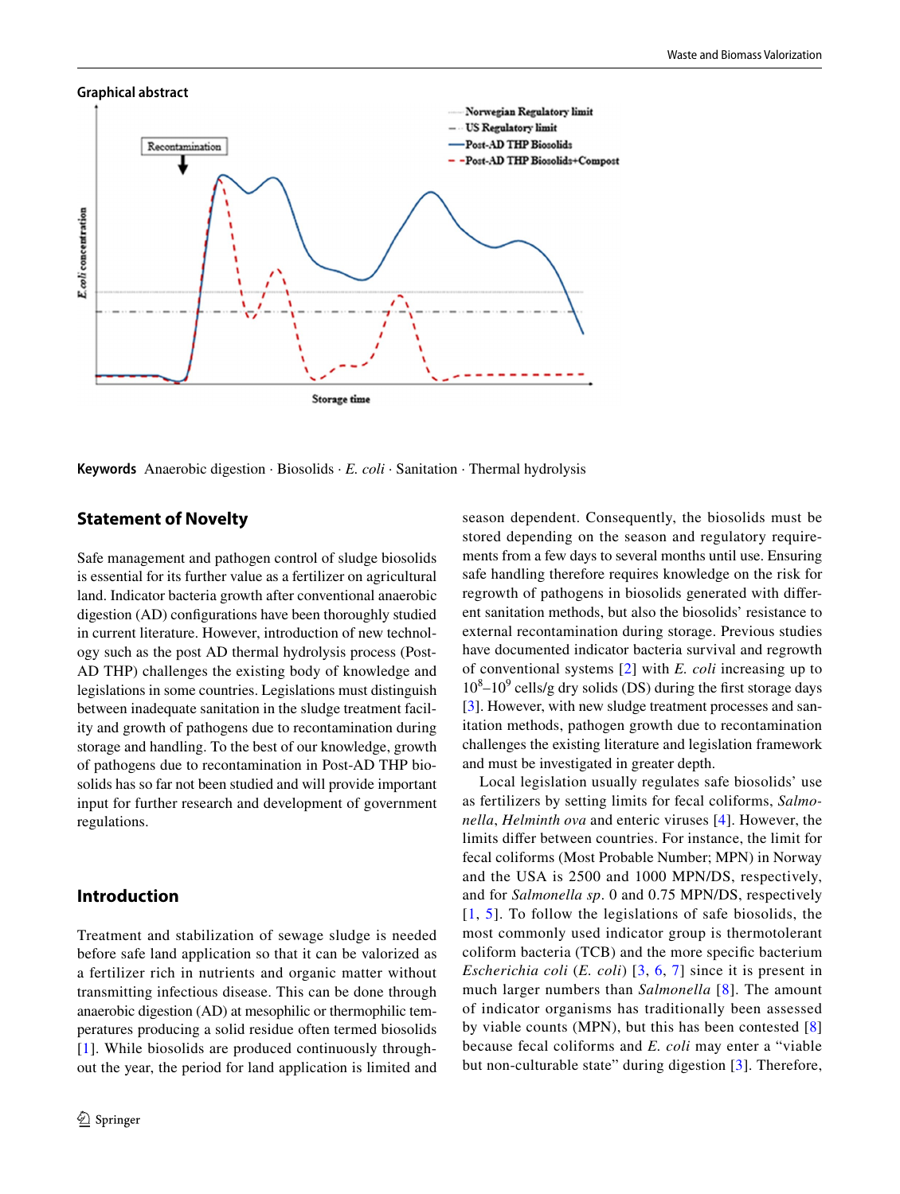**Graphical abstract**

**Keywords** Anaerobic digestion · Biosolids · *E. coli* · Sanitation · Thermal hydrolysis

## Statement of Novelty

Safe management and pathogen control of sludge biosolids is essential for its further value as a fertilizer on agricultural land. Indicator bacteria growth after conventional anaerobic digestion (AD) configurations have been thoroughly studied in current literature. However, introduction of new technology such as the post AD thermal hydrolysis process (Post-AD THP) challenges the existing body of knowledge and legislations in some countries. Legislations must distinguish between inadequate sanitation in the sludge treatment facility and growth of pathogens due to recontamination during storage and handling. To the best of our knowledge, growth of pathogens due to recontamination in Post-AD THP biosolids has so far not been studied and will provide important input for further research and development of government regulations.

## Introduction

Treatment and stabilization of sewage sludge is needed before safe land application so that it can be valorized as a fertilizer rich in nutrients and organic matter without transmitting infectious disease. This can be done through anaerobic digestion (AD) at mesophilic or thermophilic temperatures producing a solid residue often termed biosolids [1]. While biosolids are produced continuously throughout the year, the period for land application is limited and season dependent. Consequently, the biosolids must be stored depending on the season and regulatory requirements from a few days to several months until use. Ensuring safe handling therefore requires knowledge on the risk for regrowth of pathogens in biosolids generated with different sanitation methods, but also the biosolids' resistance to external recontamination during storage. Previous studies have documented indicator bacteria survival and regrowth of conventional systems [2] with *E. coli* increasing up to $10^8$–$10^9$ cells/g dry solids (DS) during the first storage days [3]. However, with new sludge treatment processes and sanitation methods, pathogen growth due to recontamination challenges the existing literature and legislation framework and must be investigated in greater depth.

Local legislation usually regulates safe biosolids' use as fertilizers by setting limits for fecal coliforms, *Salmonella*, *Helminth ova* and enteric viruses [4]. However, the limits differ between countries. For instance, the limit for fecal coliforms (Most Probable Number; MPN) in Norway and the USA is 2500 and 1000 MPN/DS, respectively, and for *Salmonella sp*. 0 and 0.75 MPN/DS, respectively [1, 5]. To follow the legislations of safe biosolids, the most commonly used indicator group is thermotolerant coliform bacteria (TCB) and the more specific bacterium *Escherichia coli* (*E. coli*) [3, 6, 7] since it is present in much larger numbers than *Salmonella* [8]. The amount of indicator organisms has traditionally been assessed by viable counts (MPN), but this has been contested [8] because fecal coliforms and *E. coli* may enter a "viable but non-culturable state" during digestion [3]. Therefore,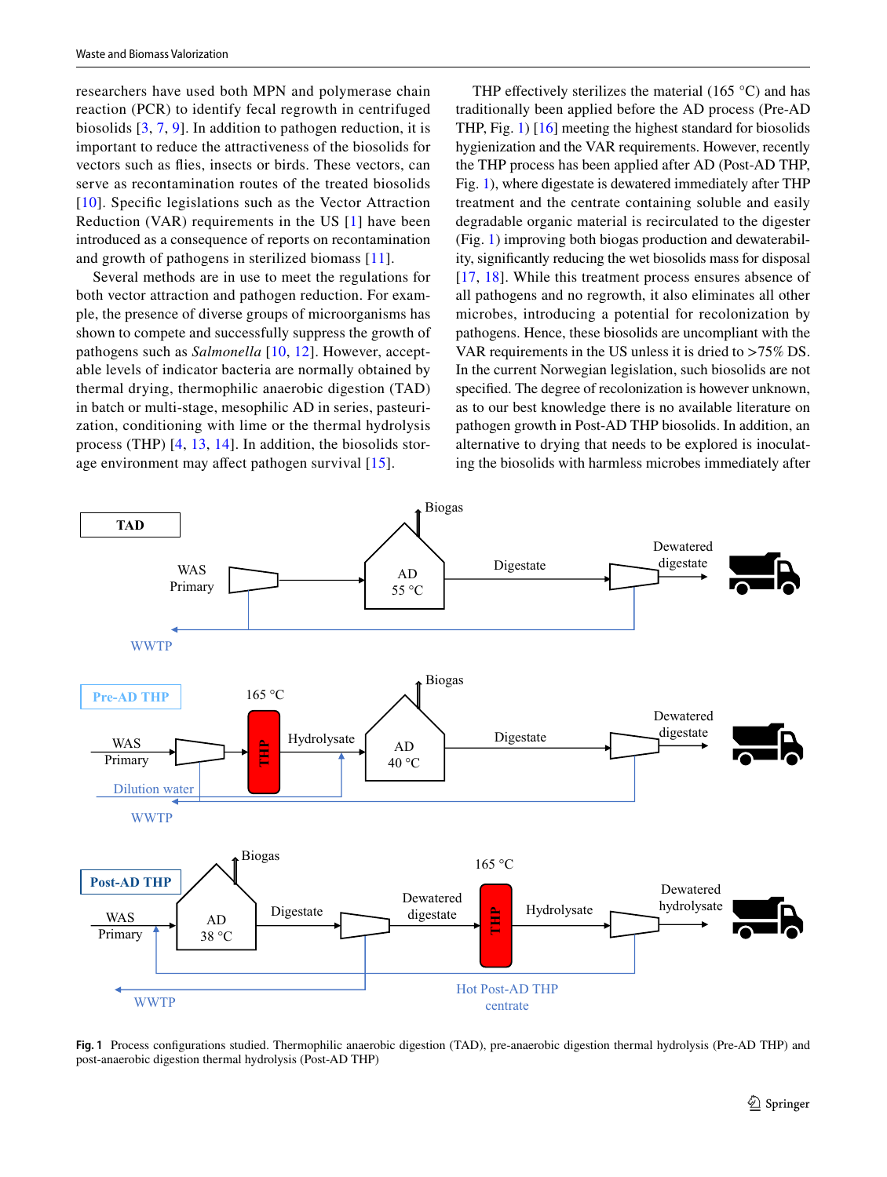researchers have used both MPN and polymerase chain reaction (PCR) to identify fecal regrowth in centrifuged biosolids [3, 7, 9]. In addition to pathogen reduction, it is important to reduce the attractiveness of the biosolids for vectors such as flies, insects or birds. These vectors, can serve as recontamination routes of the treated biosolids [10]. Specific legislations such as the Vector Attraction Reduction (VAR) requirements in the US [1] have been introduced as a consequence of reports on recontamination and growth of pathogens in sterilized biomass [11].

Several methods are in use to meet the regulations for both vector attraction and pathogen reduction. For example, the presence of diverse groups of microorganisms has shown to compete and successfully suppress the growth of pathogens such as *Salmonella* [10, 12]. However, acceptable levels of indicator bacteria are normally obtained by thermal drying, thermophilic anaerobic digestion (TAD) in batch or multi-stage, mesophilic AD in series, pasteurization, conditioning with lime or the thermal hydrolysis process (THP) [4, 13, 14]. In addition, the biosolids storage environment may affect pathogen survival [15].

THP effectively sterilizes the material (165 °C) and has traditionally been applied before the AD process (Pre-AD THP, Fig. 1) [16] meeting the highest standard for biosolids hygienization and the VAR requirements. However, recently the THP process has been applied after AD (Post-AD THP, Fig. 1), where digestate is dewatered immediately after THP treatment and the centrate containing soluble and easily degradable organic material is recirculated to the digester (Fig. 1) improving both biogas production and dewaterability, significantly reducing the wet biosolids mass for disposal [17, 18]. While this treatment process ensures absence of all pathogens and no regrowth, it also eliminates all other microbes, introducing a potential for recolonization by pathogens. Hence, these biosolids are uncompliant with the VAR requirements in the US unless it is dried to >75% DS. In the current Norwegian legislation, such biosolids are not specified. The degree of recolonization is however unknown, as to our best knowledge there is no available literature on pathogen growth in Post-AD THP biosolids. In addition, an alternative to drying that needs to be explored is inoculating the biosolids with harmless microbes immediately after

**Fig. 1** Process configurations studied. Thermophilic anaerobic digestion (TAD), pre-anaerobic digestion thermal hydrolysis (Pre-AD THP) and post-anaerobic digestion thermal hydrolysis (Post-AD THP)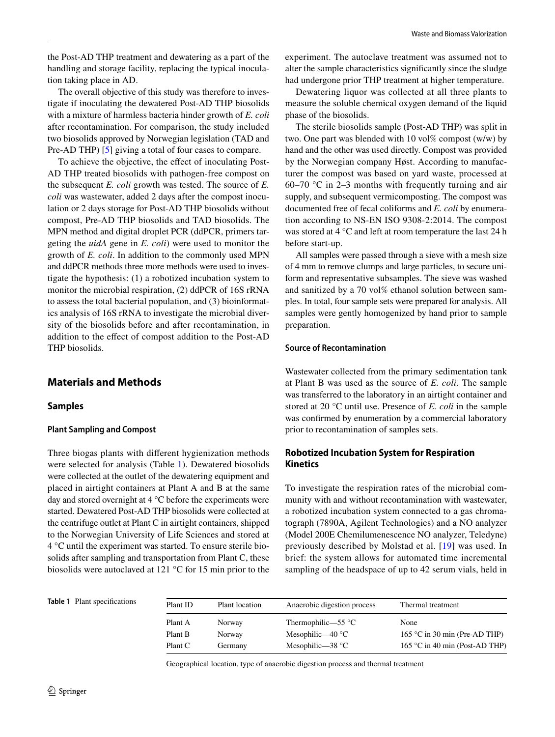the Post-AD THP treatment and dewatering as a part of the handling and storage facility, replacing the typical inoculation taking place in AD.

The overall objective of this study was therefore to investigate if inoculating the dewatered Post-AD THP biosolids with a mixture of harmless bacteria hinder growth of *E. coli* after recontamination. For comparison, the study included two biosolids approved by Norwegian legislation (TAD and Pre-AD THP) [5] giving a total of four cases to compare.

To achieve the objective, the effect of inoculating Post-AD THP treated biosolids with pathogen-free compost on the subsequent *E. coli* growth was tested. The source of *E. coli* was wastewater, added 2 days after the compost inoculation or 2 days storage for Post-AD THP biosolids without compost, Pre-AD THP biosolids and TAD biosolids. The MPN method and digital droplet PCR (ddPCR, primers targeting the *uidA* gene in *E. coli*) were used to monitor the growth of *E. coli*. In addition to the commonly used MPN and ddPCR methods three more methods were used to investigate the hypothesis: (1) a robotized incubation system to monitor the microbial respiration, (2) ddPCR of 16S rRNA to assess the total bacterial population, and (3) bioinformatics analysis of 16S rRNA to investigate the microbial diversity of the biosolids before and after recontamination, in addition to the effect of compost addition to the Post-AD THP biosolids.

## Materials and Methods

### Samples

#### Plant Sampling and Compost

Three biogas plants with different hygienization methods were selected for analysis (Table 1). Dewatered biosolids were collected at the outlet of the dewatering equipment and placed in airtight containers at Plant A and B at the same day and stored overnight at 4 °C before the experiments were started. Dewatered Post-AD THP biosolids were collected at the centrifuge outlet at Plant C in airtight containers, shipped to the Norwegian University of Life Sciences and stored at 4 °C until the experiment was started. To ensure sterile biosolids after sampling and transportation from Plant C, these biosolids were autoclaved at 121 °C for 15 min prior to the experiment. The autoclave treatment was assumed not to alter the sample characteristics significantly since the sludge had undergone prior THP treatment at higher temperature.

Dewatering liquor was collected at all three plants to measure the soluble chemical oxygen demand of the liquid phase of the biosolids.

The sterile biosolids sample (Post-AD THP) was split in two. One part was blended with 10 vol% compost (w/w) by hand and the other was used directly. Compost was provided by the Norwegian company Høst. According to manufacturer the compost was based on yard waste, processed at 60–70 °C in 2–3 months with frequently turning and air supply, and subsequent vermicomposting. The compost was documented free of fecal coliforms and *E. coli* by enumeration according to NS-EN ISO 9308-2:2014. The compost was stored at 4 °C and left at room temperature the last 24 h before start-up.

All samples were passed through a sieve with a mesh size of 4 mm to remove clumps and large particles, to secure uniform and representative subsamples. The sieve was washed and sanitized by a 70 vol% ethanol solution between samples. In total, four sample sets were prepared for analysis. All samples were gently homogenized by hand prior to sample preparation.

#### Source of Recontamination

Wastewater collected from the primary sedimentation tank at Plant B was used as the source of *E. coli*. The sample was transferred to the laboratory in an airtight container and stored at 20 °C until use. Presence of *E. coli* in the sample was confirmed by enumeration by a commercial laboratory prior to recontamination of samples sets.

### Robotized Incubation System for Respiration Kinetics

To investigate the respiration rates of the microbial community with and without recontamination with wastewater, a robotized incubation system connected to a gas chromatograph (7890A, Agilent Technologies) and a NO analyzer (Model 200E Chemilumenescence NO analyzer, Teledyne) previously described by Molstad et al. [19] was used. In brief: the system allows for automated time incremental sampling of the headspace of up to 42 serum vials, held in

**Table 1** Plant specifications

| Plant ID | Plant location | Anaerobic digestion process | Thermal treatment |
|---|---|---|---|
| Plant A | Norway | Thermophilic—55 °C | None |
| Plant B | Norway | Mesophilic—40 °C | 165 °C in 30 min (Pre-AD THP) |
| Plant C | Germany | Mesophilic—38 °C | 165 °C in 40 min (Post-AD THP) |

Geographical location, type of anaerobic digestion process and thermal treatment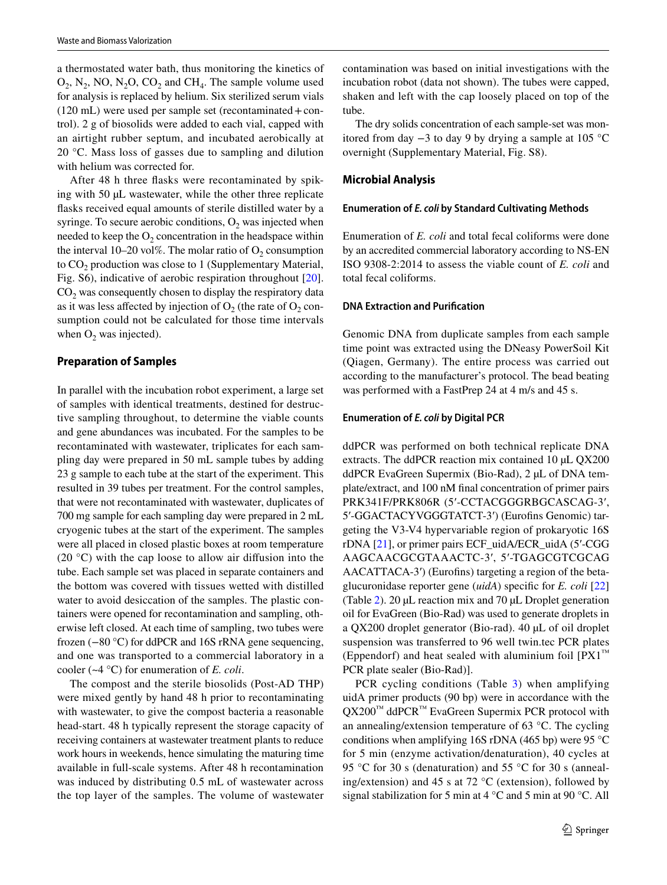a thermostated water bath, thus monitoring the kinetics of $O_2$, $N_2$, NO, $N_2O$, $CO_2$ and $CH_4$. The sample volume used for analysis is replaced by helium. Six sterilized serum vials (120 mL) were used per sample set (recontaminated + control). 2 g of biosolids were added to each vial, capped with an airtight rubber septum, and incubated aerobically at 20 °C. Mass loss of gasses due to sampling and dilution with helium was corrected for.

After 48 h three flasks were recontaminated by spiking with 50 µL wastewater, while the other three replicate flasks received equal amounts of sterile distilled water by a syringe. To secure aerobic conditions, $O_2$ was injected when needed to keep the $O_2$ concentration in the headspace within the interval 10–20 vol%. The molar ratio of $O_2$ consumption to $CO_2$ production was close to 1 (Supplementary Material, Fig. S6), indicative of aerobic respiration throughout [20]. $CO_2$ was consequently chosen to display the respiratory data as it was less affected by injection of $O_2$ (the rate of $O_2$ consumption could not be calculated for those time intervals when $O_2$ was injected).

### Preparation of Samples

In parallel with the incubation robot experiment, a large set of samples with identical treatments, destined for destructive sampling throughout, to determine the viable counts and gene abundances was incubated. For the samples to be recontaminated with wastewater, triplicates for each sampling day were prepared in 50 mL sample tubes by adding 23 g sample to each tube at the start of the experiment. This resulted in 39 tubes per treatment. For the control samples, that were not recontaminated with wastewater, duplicates of 700 mg sample for each sampling day were prepared in 2 mL cryogenic tubes at the start of the experiment. The samples were all placed in closed plastic boxes at room temperature (20 °C) with the cap loose to allow air diffusion into the tube. Each sample set was placed in separate containers and the bottom was covered with tissues wetted with distilled water to avoid desiccation of the samples. The plastic containers were opened for recontamination and sampling, otherwise left closed. At each time of sampling, two tubes were frozen (−80 °C) for ddPCR and 16S rRNA gene sequencing, and one was transported to a commercial laboratory in a cooler (~4 °C) for enumeration of *E. coli*.

The compost and the sterile biosolids (Post-AD THP) were mixed gently by hand 48 h prior to recontaminating with wastewater, to give the compost bacteria a reasonable head-start. 48 h typically represent the storage capacity of receiving containers at wastewater treatment plants to reduce work hours in weekends, hence simulating the maturing time available in full-scale systems. After 48 h recontamination was induced by distributing 0.5 mL of wastewater across the top layer of the samples. The volume of wastewater contamination was based on initial investigations with the incubation robot (data not shown). The tubes were capped, shaken and left with the cap loosely placed on top of the tube.

The dry solids concentration of each sample-set was monitored from day −3 to day 9 by drying a sample at 105 °C overnight (Supplementary Material, Fig. S8).

### Microbial Analysis

#### Enumeration of *E. coli* by Standard Cultivating Methods

Enumeration of *E. coli* and total fecal coliforms were done by an accredited commercial laboratory according to NS-EN ISO 9308-2:2014 to assess the viable count of *E. coli* and total fecal coliforms.

#### DNA Extraction and Purification

Genomic DNA from duplicate samples from each sample time point was extracted using the DNeasy PowerSoil Kit (Qiagen, Germany). The entire process was carried out according to the manufacturer's protocol. The bead beating was performed with a FastPrep 24 at 4 m/s and 45 s.

#### Enumeration of *E. coli* by Digital PCR

ddPCR was performed on both technical replicate DNA extracts. The ddPCR reaction mix contained 10 µL QX200 ddPCR EvaGreen Supermix (Bio-Rad), 2 µL of DNA template/extract, and 100 nM final concentration of primer pairs PRK341F/PRK806R (5′-CCTACGGGRBGCASCAG-3′, 5′-GGACTACYVGGGTATCT-3′) (Eurofins Genomic) targeting the V3-V4 hypervariable region of prokaryotic 16S rDNA [21], or primer pairs ECF_uidA/ECR_uidA (5′-CGGAAGCAACGCGTAAACTC-3′, 5′-TGAGCGTCGCAGAACATTACA-3′) (Eurofins) targeting a region of the beta-glucuronidase reporter gene (*uidA*) specific for *E. coli* [22] (Table 2). 20 µL reaction mix and 70 µL Droplet generation oil for EvaGreen (Bio-Rad) was used to generate droplets in a QX200 droplet generator (Bio-rad). 40 µL of oil droplet suspension was transferred to 96 well twin.tec PCR plates (Eppendorf) and heat sealed with aluminium foil [PX1™ PCR plate sealer (Bio-Rad)].

PCR cycling conditions (Table 3) when amplifying uidA primer products (90 bp) were in accordance with the QX200™ ddPCR™ EvaGreen Supermix PCR protocol with an annealing/extension temperature of 63 °C. The cycling conditions when amplifying 16S rDNA (465 bp) were 95 °C for 5 min (enzyme activation/denaturation), 40 cycles at 95 °C for 30 s (denaturation) and 55 °C for 30 s (annealing/extension) and 45 s at 72 °C (extension), followed by signal stabilization for 5 min at 4 °C and 5 min at 90 °C. All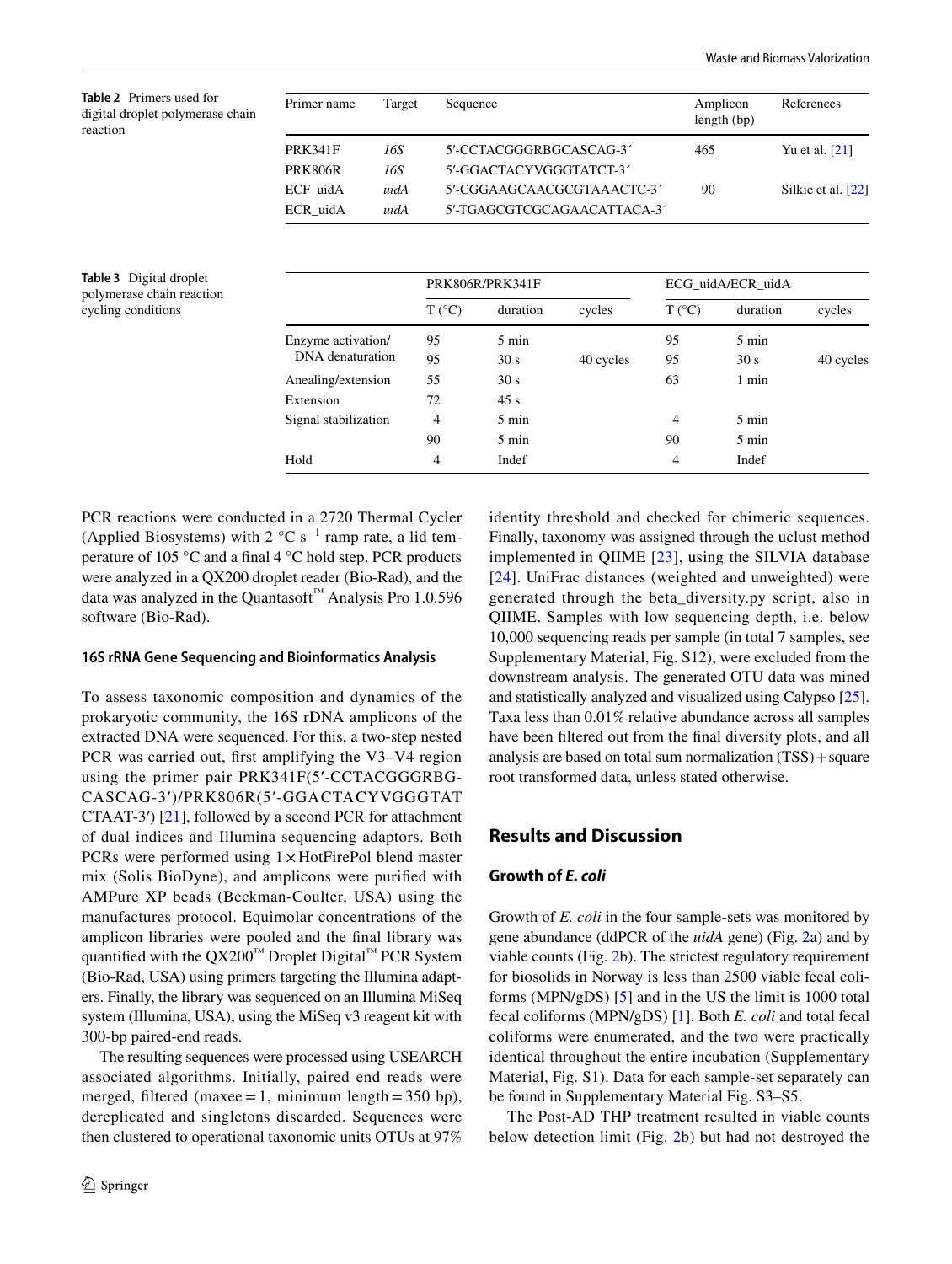**Table 2** Primers used for digital droplet polymerase chain reaction

| Primer name | Target | Sequence | Amplicon length (bp) | References |
|---|---|---|---|---|
| PRK341F | *16S* | 5′-CCTACGGGRBGCASCAG-3´ | 465 | Yu et al. [21] |
| PRK806R | *16S* | 5′-GGACTACYVGGGTATCT-3´ | | |
| ECF_uidA | *uidA* | 5′-CGGAAGCAACGCGTAAACTC-3´ | 90 | Silkie et al. [22] |
| ECR_uidA | *uidA* | 5′-TGAGCGTCGCAGAACATTACA-3´ | | |

**Table 3** Digital droplet polymerase chain reaction cycling conditions

| | PRK806R/PRK341F | | | ECG_uidA/ECR_uidA | | |
|---|---|---|---|---|---|---|
| | T (°C) | duration | cycles | T (°C) | duration | cycles |
| Enzyme activation/ DNA denaturation | 95 | 5 min | | 95 | 5 min | |
| | 95 | 30 s | 40 cycles | 95 | 30 s | 40 cycles |
| Anealing/extension | 55 | 30 s | | 63 | 1 min | |
| Extension | 72 | 45 s | | | | |
| Signal stabilization | 4 | 5 min | | 4 | 5 min | |
| | 90 | 5 min | | 90 | 5 min | |
| Hold | 4 | Indef | | 4 | Indef | |

PCR reactions were conducted in a 2720 Thermal Cycler (Applied Biosystems) with 2 °C $s^{-1}$ ramp rate, a lid temperature of 105 °C and a final 4 °C hold step. PCR products were analyzed in a QX200 droplet reader (Bio-Rad), and the data was analyzed in the Quantasoft™ Analysis Pro 1.0.596 software (Bio-Rad).

### 16S rRNA Gene Sequencing and Bioinformatics Analysis

To assess taxonomic composition and dynamics of the prokaryotic community, the 16S rDNA amplicons of the extracted DNA were sequenced. For this, a two-step nested PCR was carried out, first amplifying the V3–V4 region using the primer pair PRK341F(5′-CCTACGGGRBGCASCAG-3′)/PRK806R(5′-GGACTACYVGGGTATCTAAT-3′) [21], followed by a second PCR for attachment of dual indices and Illumina sequencing adaptors. Both PCRs were performed using 1 × HotFirePol blend master mix (Solis BioDyne), and amplicons were purified with AMPure XP beads (Beckman-Coulter, USA) using the manufactures protocol. Equimolar concentrations of the amplicon libraries were pooled and the final library was quantified with the QX200™ Droplet Digital™ PCR System (Bio-Rad, USA) using primers targeting the Illumina adapters. Finally, the library was sequenced on an Illumina MiSeq system (Illumina, USA), using the MiSeq v3 reagent kit with 300-bp paired-end reads.

The resulting sequences were processed using USEARCH associated algorithms. Initially, paired end reads were merged, filtered (maxee = 1, minimum length = 350 bp), dereplicated and singletons discarded. Sequences were then clustered to operational taxonomic units OTUs at 97% identity threshold and checked for chimeric sequences. Finally, taxonomy was assigned through the uclust method implemented in QIIME [23], using the SILVIA database [24]. UniFrac distances (weighted and unweighted) were generated through the beta_diversity.py script, also in QIIME. Samples with low sequencing depth, i.e. below 10,000 sequencing reads per sample (in total 7 samples, see Supplementary Material, Fig. S12), were excluded from the downstream analysis. The generated OTU data was mined and statistically analyzed and visualized using Calypso [25]. Taxa less than 0.01% relative abundance across all samples have been filtered out from the final diversity plots, and all analysis are based on total sum normalization (TSS) + square root transformed data, unless stated otherwise.

## Results and Discussion

### Growth of *E. coli*

Growth of *E. coli* in the four sample-sets was monitored by gene abundance (ddPCR of the *uidA* gene) (Fig. 2a) and by viable counts (Fig. 2b). The strictest regulatory requirement for biosolids in Norway is less than 2500 viable fecal coliforms (MPN/gDS) [5] and in the US the limit is 1000 total fecal coliforms (MPN/gDS) [1]. Both *E. coli* and total fecal coliforms were enumerated, and the two were practically identical throughout the entire incubation (Supplementary Material, Fig. S1). Data for each sample-set separately can be found in Supplementary Material Fig. S3–S5.

The Post-AD THP treatment resulted in viable counts below detection limit (Fig. 2b) but had not destroyed the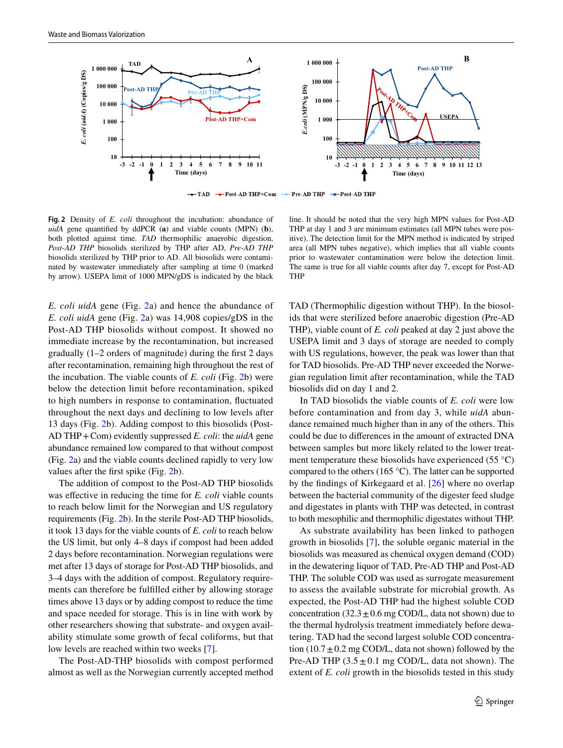**Fig. 2** Density of *E. coli* throughout the incubation: abundance of *uidA* gene quantified by ddPCR (**a**) and viable counts (MPN) (**b**), both plotted against time. *TAD* thermophilic anaerobic digestion, *Post-AD THP* biosolids sterilized by THP after AD, *Pre-AD THP* biosolids sterilized by THP prior to AD. All biosolids were contaminated by wastewater immediately after sampling at time 0 (marked by arrow). USEPA limit of 1000 MPN/gDS is indicated by the black line. It should be noted that the very high MPN values for Post-AD THP at day 1 and 3 are minimum estimates (all MPN tubes were positive). The detection limit for the MPN method is indicated by striped area (all MPN tubes negative), which implies that all viable counts prior to wastewater contamination were below the detection limit. The same is true for all viable counts after day 7, except for Post-AD THP

*E. coli uidA* gene (Fig. 2a) and hence the abundance of *E. coli uidA* gene (Fig. 2a) was 14,908 copies/gDS in the Post-AD THP biosolids without compost. It showed no immediate increase by the recontamination, but increased gradually (1–2 orders of magnitude) during the first 2 days after recontamination, remaining high throughout the rest of the incubation. The viable counts of *E. coli* (Fig. 2b) were below the detection limit before recontamination, spiked to high numbers in response to contamination, fluctuated throughout the next days and declining to low levels after 13 days (Fig. 2b). Adding compost to this biosolids (Post-AD THP + Com) evidently suppressed *E. coli*: the *uidA* gene abundance remained low compared to that without compost (Fig. 2a) and the viable counts declined rapidly to very low values after the first spike (Fig. 2b).

The addition of compost to the Post-AD THP biosolids was effective in reducing the time for *E. coli* viable counts to reach below limit for the Norwegian and US regulatory requirements (Fig. 2b). In the sterile Post-AD THP biosolids, it took 13 days for the viable counts of *E. coli* to reach below the US limit, but only 4–8 days if compost had been added 2 days before recontamination. Norwegian regulations were met after 13 days of storage for Post-AD THP biosolids, and 3–4 days with the addition of compost. Regulatory requirements can therefore be fulfilled either by allowing storage times above 13 days or by adding compost to reduce the time and space needed for storage. This is in line with work by other researchers showing that substrate- and oxygen availability stimulate some growth of fecal coliforms, but that low levels are reached within two weeks [7].

The Post-AD-THP biosolids with compost performed almost as well as the Norwegian currently accepted method TAD (Thermophilic digestion without THP). In the biosolids that were sterilized before anaerobic digestion (Pre-AD THP), viable count of *E. coli* peaked at day 2 just above the USEPA limit and 3 days of storage are needed to comply with US regulations, however, the peak was lower than that for TAD biosolids. Pre-AD THP never exceeded the Norwegian regulation limit after recontamination, while the TAD biosolids did on day 1 and 2.

In TAD biosolids the viable counts of *E. coli* were low before contamination and from day 3, while *uidA* abundance remained much higher than in any of the others. This could be due to differences in the amount of extracted DNA between samples but more likely related to the lower treatment temperature these biosolids have experienced (55 °C) compared to the others (165 °C). The latter can be supported by the findings of Kirkegaard et al. [26] where no overlap between the bacterial community of the digester feed sludge and digestates in plants with THP was detected, in contrast to both mesophilic and thermophilic digestates without THP.

As substrate availability has been linked to pathogen growth in biosolids [7], the soluble organic material in the biosolids was measured as chemical oxygen demand (COD) in the dewatering liquor of TAD, Pre-AD THP and Post-AD THP. The soluble COD was used as surrogate measurement to assess the available substrate for microbial growth. As expected, the Post-AD THP had the highest soluble COD concentration (32.3 ± 0.6 mg COD/L, data not shown) due to the thermal hydrolysis treatment immediately before dewatering. TAD had the second largest soluble COD concentration (10.7 ± 0.2 mg COD/L, data not shown) followed by the Pre-AD THP (3.5 ± 0.1 mg COD/L, data not shown). The extent of *E. coli* growth in the biosolids tested in this study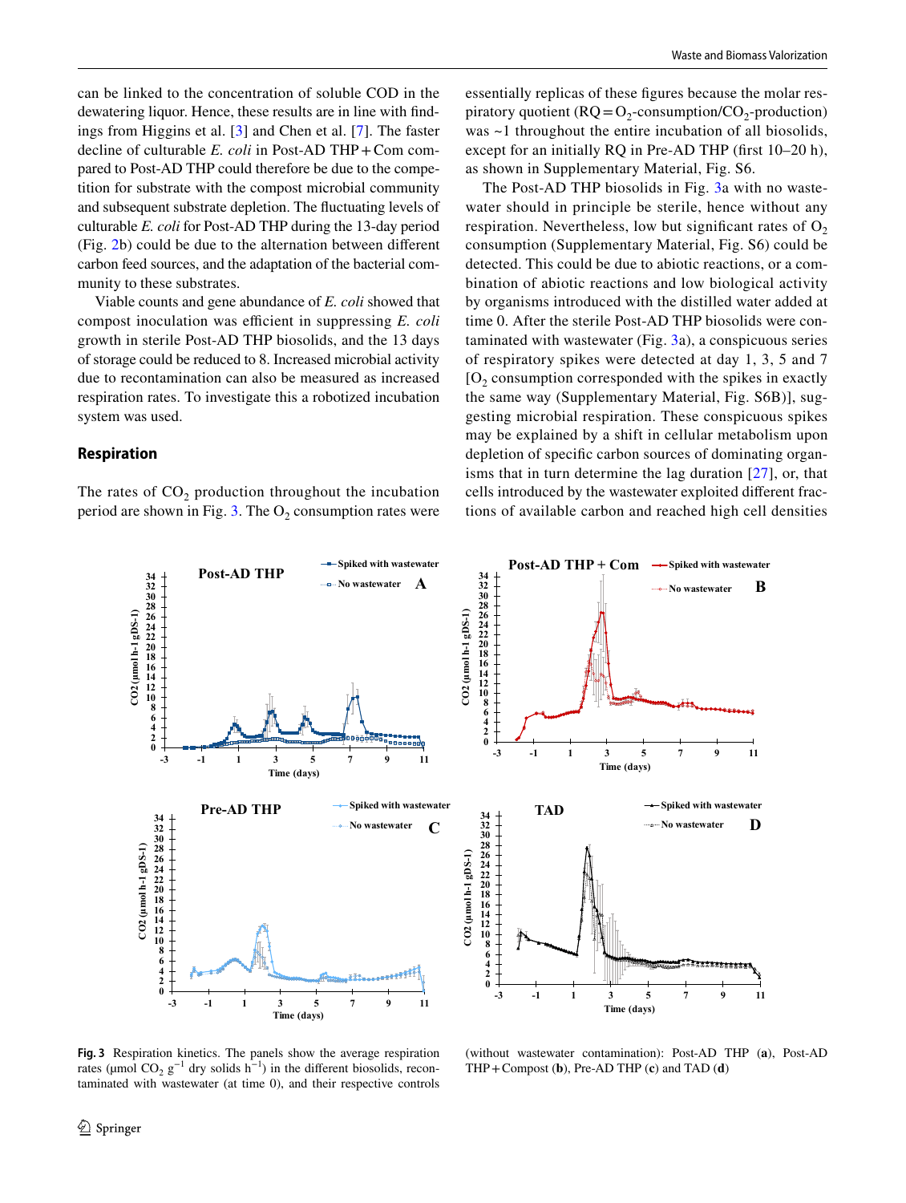can be linked to the concentration of soluble COD in the dewatering liquor. Hence, these results are in line with findings from Higgins et al. [3] and Chen et al. [7]. The faster decline of culturable *E. coli* in Post-AD THP + Com compared to Post-AD THP could therefore be due to the competition for substrate with the compost microbial community and subsequent substrate depletion. The fluctuating levels of culturable *E. coli* for Post-AD THP during the 13-day period (Fig. 2b) could be due to the alternation between different carbon feed sources, and the adaptation of the bacterial community to these substrates.

Viable counts and gene abundance of *E. coli* showed that compost inoculation was efficient in suppressing *E. coli* growth in sterile Post-AD THP biosolids, and the 13 days of storage could be reduced to 8. Increased microbial activity due to recontamination can also be measured as increased respiration rates. To investigate this a robotized incubation system was used.

## Respiration

The rates of $CO_2$ production throughout the incubation period are shown in Fig. 3. The $O_2$ consumption rates were essentially replicas of these figures because the molar respiratory quotient (RQ = $O_2$-consumption/$CO_2$-production) was ~1 throughout the entire incubation of all biosolids, except for an initially RQ in Pre-AD THP (first 10–20 h), as shown in Supplementary Material, Fig. S6.

The Post-AD THP biosolids in Fig. 3a with no wastewater should in principle be sterile, hence without any respiration. Nevertheless, low but significant rates of $O_2$ consumption (Supplementary Material, Fig. S6) could be detected. This could be due to abiotic reactions, or a combination of abiotic reactions and low biological activity by organisms introduced with the distilled water added at time 0. After the sterile Post-AD THP biosolids were contaminated with wastewater (Fig. 3a), a conspicuous series of respiratory spikes were detected at day 1, 3, 5 and 7 [$O_2$ consumption corresponded with the spikes in exactly the same way (Supplementary Material, Fig. S6B)], suggesting microbial respiration. These conspicuous spikes may be explained by a shift in cellular metabolism upon depletion of specific carbon sources of dominating organisms that in turn determine the lag duration [27], or, that cells introduced by the wastewater exploited different fractions of available carbon and reached high cell densities

**Fig. 3** Respiration kinetics. The panels show the average respiration rates (μmol $CO_2$ $g^{-1}$ dry solids $h^{-1}$) in the different biosolids, recontaminated with wastewater (at time 0), and their respective controls (without wastewater contamination): Post-AD THP (**a**), Post-AD THP + Compost (**b**), Pre-AD THP (**c**) and TAD (**d**)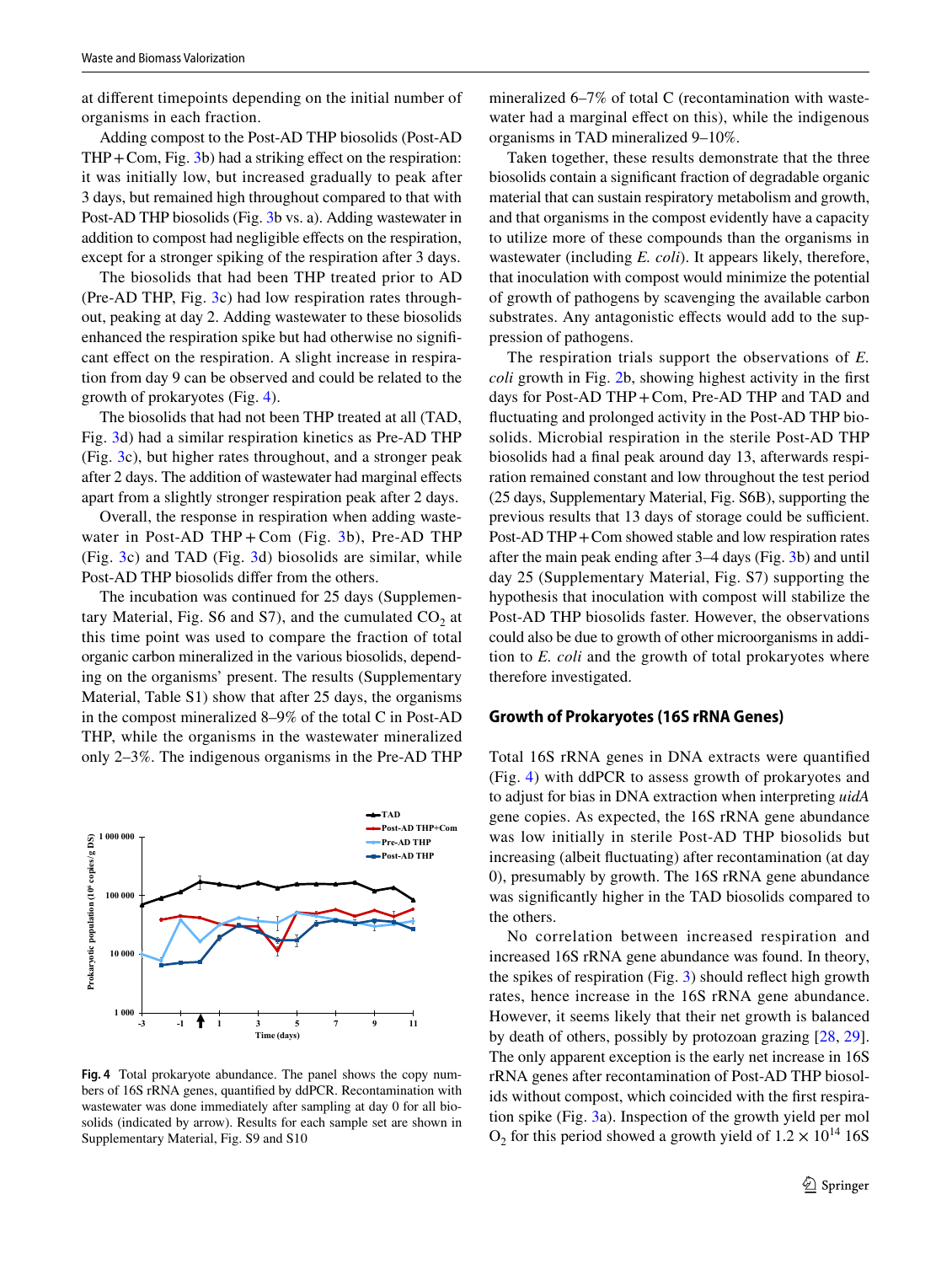at different timepoints depending on the initial number of organisms in each fraction.

Adding compost to the Post-AD THP biosolids (Post-AD THP + Com, Fig. 3b) had a striking effect on the respiration: it was initially low, but increased gradually to peak after 3 days, but remained high throughout compared to that with Post-AD THP biosolids (Fig. 3b vs. a). Adding wastewater in addition to compost had negligible effects on the respiration, except for a stronger spiking of the respiration after 3 days.

The biosolids that had been THP treated prior to AD (Pre-AD THP, Fig. 3c) had low respiration rates throughout, peaking at day 2. Adding wastewater to these biosolids enhanced the respiration spike but had otherwise no significant effect on the respiration. A slight increase in respiration from day 9 can be observed and could be related to the growth of prokaryotes (Fig. 4).

The biosolids that had not been THP treated at all (TAD, Fig. 3d) had a similar respiration kinetics as Pre-AD THP (Fig. 3c), but higher rates throughout, and a stronger peak after 2 days. The addition of wastewater had marginal effects apart from a slightly stronger respiration peak after 2 days.

Overall, the response in respiration when adding wastewater in Post-AD THP + Com (Fig. 3b), Pre-AD THP (Fig. 3c) and TAD (Fig. 3d) biosolids are similar, while Post-AD THP biosolids differ from the others.

The incubation was continued for 25 days (Supplementary Material, Fig. S6 and S7), and the cumulated $CO_2$ at this time point was used to compare the fraction of total organic carbon mineralized in the various biosolids, depending on the organisms' present. The results (Supplementary Material, Table S1) show that after 25 days, the organisms in the compost mineralized 8–9% of the total C in Post-AD THP, while the organisms in the wastewater mineralized only 2–3%. The indigenous organisms in the Pre-AD THP mineralized 6–7% of total C (recontamination with wastewater had a marginal effect on this), while the indigenous organisms in TAD mineralized 9–10%.

Taken together, these results demonstrate that the three biosolids contain a significant fraction of degradable organic material that can sustain respiratory metabolism and growth, and that organisms in the compost evidently have a capacity to utilize more of these compounds than the organisms in wastewater (including *E. coli*). It appears likely, therefore, that inoculation with compost would minimize the potential of growth of pathogens by scavenging the available carbon substrates. Any antagonistic effects would add to the suppression of pathogens.

The respiration trials support the observations of *E. coli* growth in Fig. 2b, showing highest activity in the first days for Post-AD THP + Com, Pre-AD THP and TAD and fluctuating and prolonged activity in the Post-AD THP biosolids. Microbial respiration in the sterile Post-AD THP biosolids had a final peak around day 13, afterwards respiration remained constant and low throughout the test period (25 days, Supplementary Material, Fig. S6B), supporting the previous results that 13 days of storage could be sufficient. Post-AD THP + Com showed stable and low respiration rates after the main peak ending after 3–4 days (Fig. 3b) and until day 25 (Supplementary Material, Fig. S7) supporting the hypothesis that inoculation with compost will stabilize the Post-AD THP biosolids faster. However, the observations could also be due to growth of other microorganisms in addition to *E. coli* and the growth of total prokaryotes where therefore investigated.

**Fig. 4** Total prokaryote abundance. The panel shows the copy numbers of 16S rRNA genes, quantified by ddPCR. Recontamination with wastewater was done immediately after sampling at day 0 for all biosolids (indicated by arrow). Results for each sample set are shown in Supplementary Material, Fig. S9 and S10

## Growth of Prokaryotes (16S rRNA Genes)

Total 16S rRNA genes in DNA extracts were quantified (Fig. 4) with ddPCR to assess growth of prokaryotes and to adjust for bias in DNA extraction when interpreting *uidA* gene copies. As expected, the 16S rRNA gene abundance was low initially in sterile Post-AD THP biosolids but increasing (albeit fluctuating) after recontamination (at day 0), presumably by growth. The 16S rRNA gene abundance was significantly higher in the TAD biosolids compared to the others.

No correlation between increased respiration and increased 16S rRNA gene abundance was found. In theory, the spikes of respiration (Fig. 3) should reflect high growth rates, hence increase in the 16S rRNA gene abundance. However, it seems likely that their net growth is balanced by death of others, possibly by protozoan grazing [28, 29]. The only apparent exception is the early net increase in 16S rRNA genes after recontamination of Post-AD THP biosolids without compost, which coincided with the first respiration spike (Fig. 3a). Inspection of the growth yield per mol $O_2$ for this period showed a growth yield of $1.2 \times 10^{14}$ 16S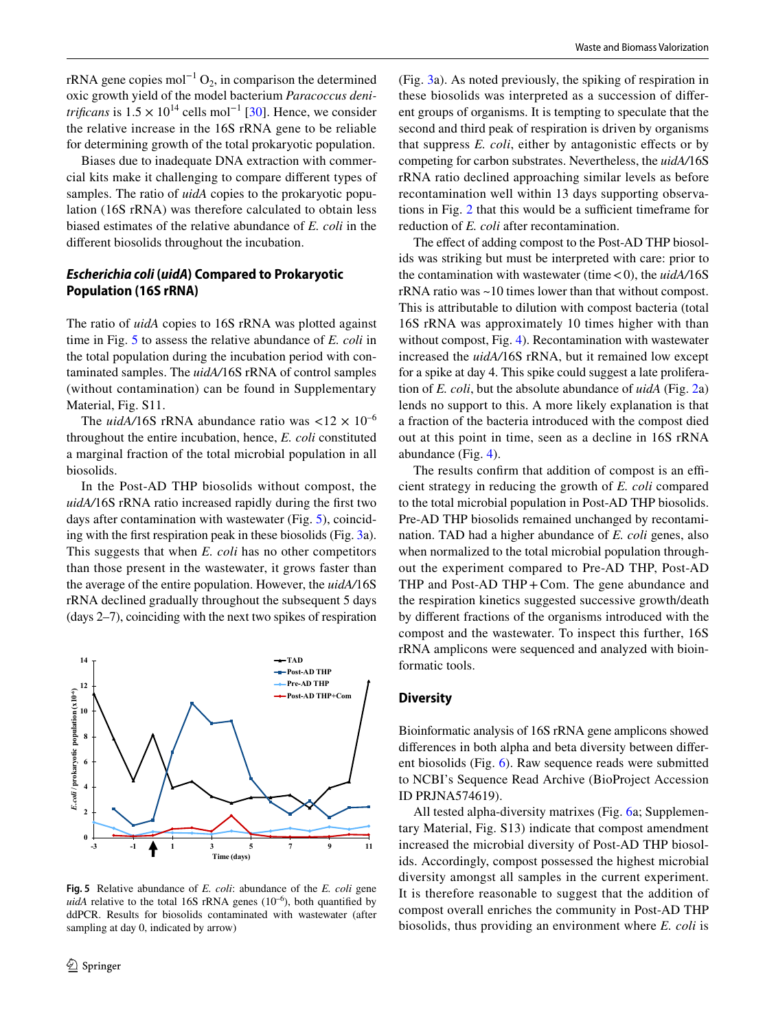rRNA gene copies $mol^{-1}$ $O_2$, in comparison the determined oxic growth yield of the model bacterium *Paracoccus denitrificans* is $1.5 \times 10^{14}$ cells $mol^{-1}$ [30]. Hence, we consider the relative increase in the 16S rRNA gene to be reliable for determining growth of the total prokaryotic population.

Biases due to inadequate DNA extraction with commercial kits make it challenging to compare different types of samples. The ratio of *uidA* copies to the prokaryotic population (16S rRNA) was therefore calculated to obtain less biased estimates of the relative abundance of *E. coli* in the different biosolids throughout the incubation.

### *Escherichia coli* (*uidA*) Compared to Prokaryotic Population (16S rRNA)

The ratio of *uidA* copies to 16S rRNA was plotted against time in Fig. 5 to assess the relative abundance of *E. coli* in the total population during the incubation period with contaminated samples. The *uidA*/16S rRNA of control samples (without contamination) can be found in Supplementary Material, Fig. S11.

The *uidA*/16S rRNA abundance ratio was $<12 \times 10^{-6}$ throughout the entire incubation, hence, *E. coli* constituted a marginal fraction of the total microbial population in all biosolids.

In the Post-AD THP biosolids without compost, the *uidA*/16S rRNA ratio increased rapidly during the first two days after contamination with wastewater (Fig. 5), coinciding with the first respiration peak in these biosolids (Fig. 3a). This suggests that when *E. coli* has no other competitors than those present in the wastewater, it grows faster than the average of the entire population. However, the *uidA*/16S rRNA declined gradually throughout the subsequent 5 days (days 2–7), coinciding with the next two spikes of respiration (Fig. 3a). As noted previously, the spiking of respiration in these biosolids was interpreted as a succession of different groups of organisms. It is tempting to speculate that the second and third peak of respiration is driven by organisms that suppress *E. coli*, either by antagonistic effects or by competing for carbon substrates. Nevertheless, the *uidA*/16S rRNA ratio declined approaching similar levels as before recontamination well within 13 days supporting observations in Fig. 2 that this would be a sufficient timeframe for reduction of *E. coli* after recontamination.

**Fig. 5** Relative abundance of *E. coli*: abundance of the *E. coli* gene *uidA* relative to the total 16S rRNA genes ($10^{-6}$), both quantified by ddPCR. Results for biosolids contaminated with wastewater (after sampling at day 0, indicated by arrow)

The effect of adding compost to the Post-AD THP biosolids was striking but must be interpreted with care: prior to the contamination with wastewater (time < 0), the *uidA*/16S rRNA ratio was ~10 times lower than that without compost. This is attributable to dilution with compost bacteria (total 16S rRNA was approximately 10 times higher with than without compost, Fig. 4). Recontamination with wastewater increased the *uidA*/16S rRNA, but it remained low except for a spike at day 4. This spike could suggest a late proliferation of *E. coli*, but the absolute abundance of *uidA* (Fig. 2a) lends no support to this. A more likely explanation is that a fraction of the bacteria introduced with the compost died out at this point in time, seen as a decline in 16S rRNA abundance (Fig. 4).

The results confirm that addition of compost is an efficient strategy in reducing the growth of *E. coli* compared to the total microbial population in Post-AD THP biosolids. Pre-AD THP biosolids remained unchanged by recontamination. TAD had a higher abundance of *E. coli* genes, also when normalized to the total microbial population throughout the experiment compared to Pre-AD THP, Post-AD THP and Post-AD THP + Com. The gene abundance and the respiration kinetics suggested successive growth/death by different fractions of the organisms introduced with the compost and the wastewater. To inspect this further, 16S rRNA amplicons were sequenced and analyzed with bioinformatic tools.

### Diversity

Bioinformatic analysis of 16S rRNA gene amplicons showed differences in both alpha and beta diversity between different biosolids (Fig. 6). Raw sequence reads were submitted to NCBI's Sequence Read Archive (BioProject Accession ID PRJNA574619).

All tested alpha-diversity matrixes (Fig. 6a; Supplementary Material, Fig. S13) indicate that compost amendment increased the microbial diversity of Post-AD THP biosolids. Accordingly, compost possessed the highest microbial diversity amongst all samples in the current experiment. It is therefore reasonable to suggest that the addition of compost overall enriches the community in Post-AD THP biosolids, thus providing an environment where *E. coli* is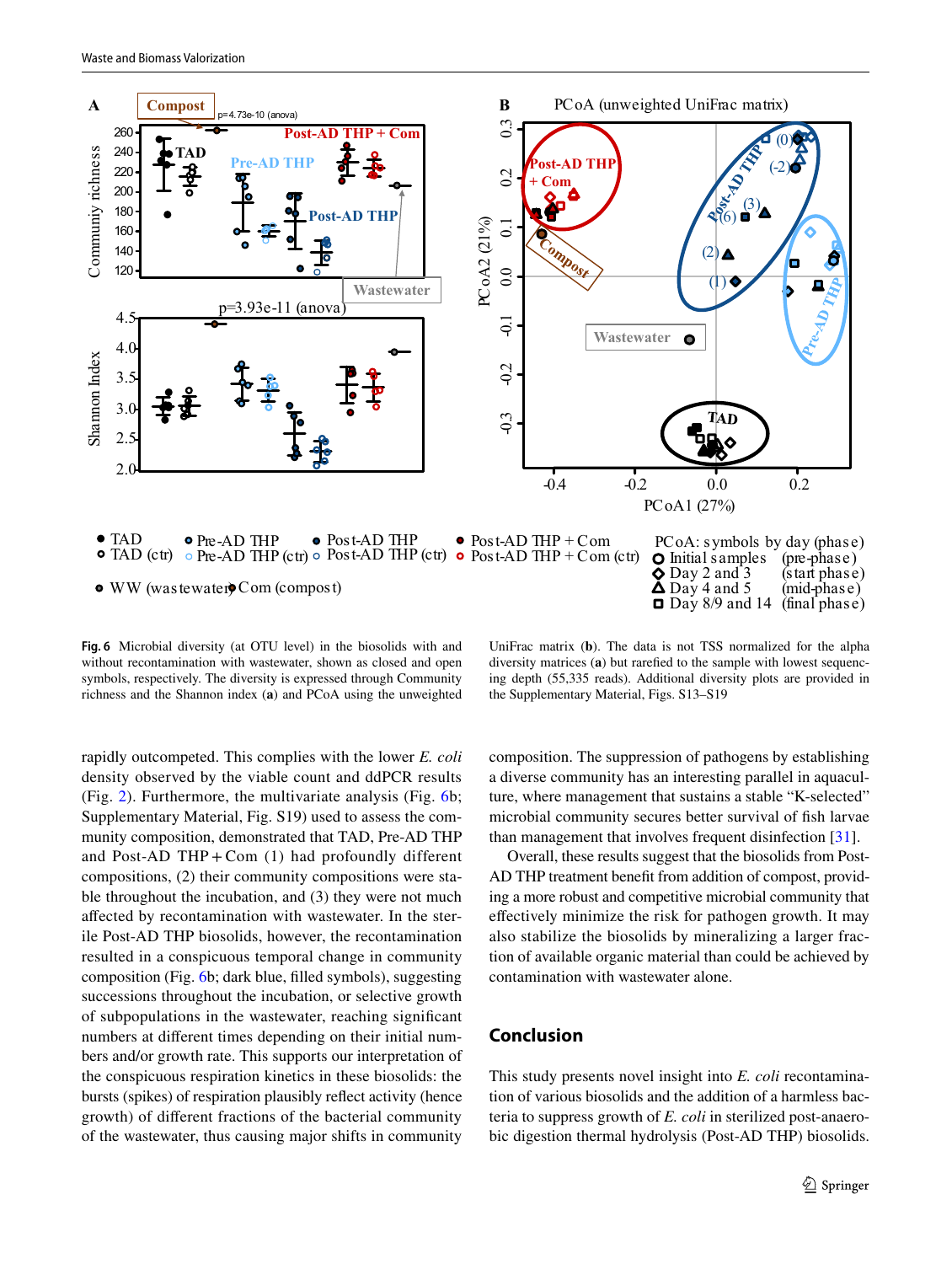**Fig. 6** Microbial diversity (at OTU level) in the biosolids with and without recontamination with wastewater, shown as closed and open symbols, respectively. The diversity is expressed through Community richness and the Shannon index (**a**) and PCoA using the unweighted UniFrac matrix (**b**). The data is not TSS normalized for the alpha diversity matrices (**a**) but rarefied to the sample with lowest sequencing depth (55,335 reads). Additional diversity plots are provided in the Supplementary Material, Figs. S13–S19

rapidly outcompeted. This complies with the lower *E. coli* density observed by the viable count and ddPCR results (Fig. 2). Furthermore, the multivariate analysis (Fig. 6b; Supplementary Material, Fig. S19) used to assess the community composition, demonstrated that TAD, Pre-AD THP and Post-AD THP + Com (1) had profoundly different compositions, (2) their community compositions were stable throughout the incubation, and (3) they were not much affected by recontamination with wastewater. In the sterile Post-AD THP biosolids, however, the recontamination resulted in a conspicuous temporal change in community composition (Fig. 6b; dark blue, filled symbols), suggesting successions throughout the incubation, or selective growth of subpopulations in the wastewater, reaching significant numbers at different times depending on their initial numbers and/or growth rate. This supports our interpretation of the conspicuous respiration kinetics in these biosolids: the bursts (spikes) of respiration plausibly reflect activity (hence growth) of different fractions of the bacterial community of the wastewater, thus causing major shifts in community composition. The suppression of pathogens by establishing a diverse community has an interesting parallel in aquaculture, where management that sustains a stable "K-selected" microbial community secures better survival of fish larvae than management that involves frequent disinfection [31].

Overall, these results suggest that the biosolids from Post-AD THP treatment benefit from addition of compost, providing a more robust and competitive microbial community that effectively minimize the risk for pathogen growth. It may also stabilize the biosolids by mineralizing a larger fraction of available organic material than could be achieved by contamination with wastewater alone.

## Conclusion

This study presents novel insight into *E. coli* recontamination of various biosolids and the addition of a harmless bacteria to suppress growth of *E. coli* in sterilized post-anaerobic digestion thermal hydrolysis (Post-AD THP) biosolids.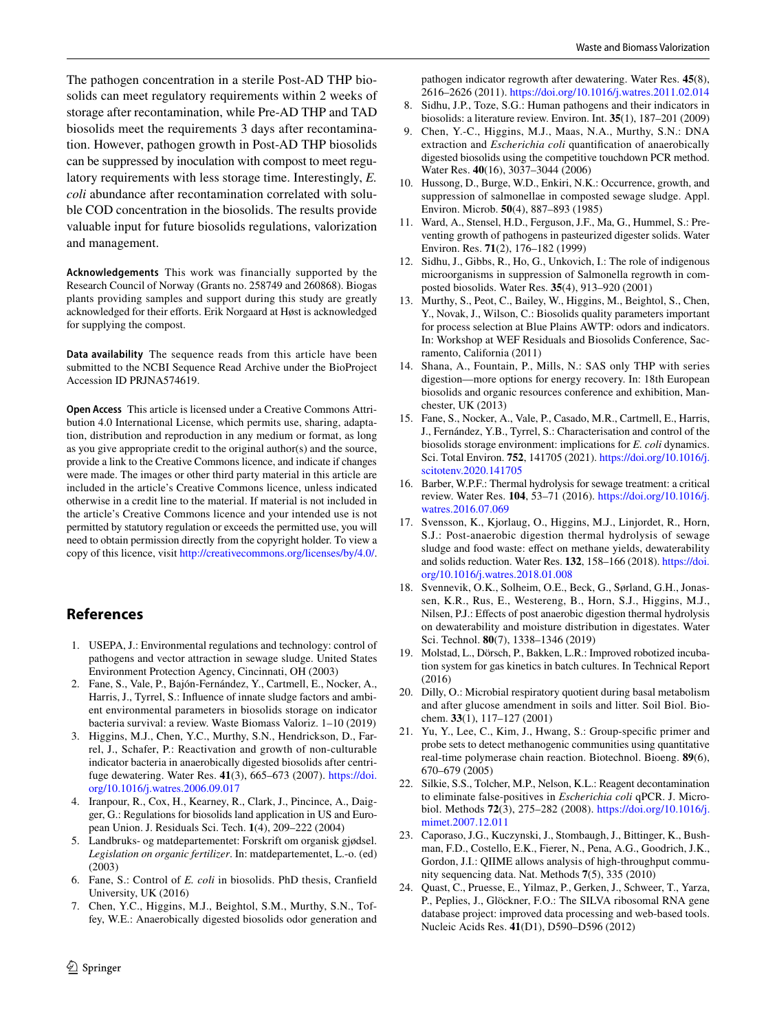The pathogen concentration in a sterile Post-AD THP biosolids can meet regulatory requirements within 2 weeks of storage after recontamination, while Pre-AD THP and TAD biosolids meet the requirements 3 days after recontamination. However, pathogen growth in Post-AD THP biosolids can be suppressed by inoculation with compost to meet regulatory requirements with less storage time. Interestingly, *E. coli* abundance after recontamination correlated with soluble COD concentration in the biosolids. The results provide valuable input for future biosolids regulations, valorization and management.

**Acknowledgements** This work was financially supported by the Research Council of Norway (Grants no. 258749 and 260868). Biogas plants providing samples and support during this study are greatly acknowledged for their efforts. Erik Norgaard at Høst is acknowledged for supplying the compost.

**Data availability** The sequence reads from this article have been submitted to the NCBI Sequence Read Archive under the BioProject Accession ID PRJNA574619.

**Open Access** This article is licensed under a Creative Commons Attribution 4.0 International License, which permits use, sharing, adaptation, distribution and reproduction in any medium or format, as long as you give appropriate credit to the original author(s) and the source, provide a link to the Creative Commons licence, and indicate if changes were made. The images or other third party material in this article are included in the article's Creative Commons licence, unless indicated otherwise in a credit line to the material. If material is not included in the article's Creative Commons licence and your intended use is not permitted by statutory regulation or exceeds the permitted use, you will need to obtain permission directly from the copyright holder. To view a copy of this licence, visit http://creativecommons.org/licenses/by/4.0/.

## References

1. USEPA, J.: Environmental regulations and technology: control of pathogens and vector attraction in sewage sludge. United States Environment Protection Agency, Cincinnati, OH (2003)
2. Fane, S., Vale, P., Bajón-Fernández, Y., Cartmell, E., Nocker, A., Harris, J., Tyrrel, S.: Influence of innate sludge factors and ambient environmental parameters in biosolids storage on indicator bacteria survival: a review. Waste Biomass Valoriz. 1–10 (2019)
3. Higgins, M.J., Chen, Y.C., Murthy, S.N., Hendrickson, D., Farrel, J., Schafer, P.: Reactivation and growth of non-culturable indicator bacteria in anaerobically digested biosolids after centrifuge dewatering. Water Res. **41**(3), 665–673 (2007). https://doi.org/10.1016/j.watres.2006.09.017
4. Iranpour, R., Cox, H., Kearney, R., Clark, J., Pincince, A., Daigger, G.: Regulations for biosolids land application in US and European Union. J. Residuals Sci. Tech. **1**(4), 209–222 (2004)
5. Landbruks- og matdepartementet: Forskrift om organisk gjødsel. *Legislation on organic fertilizer*. In: matdepartementet, L.-o. (ed) (2003)
6. Fane, S.: Control of *E. coli* in biosolids. PhD thesis, Cranfield University, UK (2016)
7. Chen, Y.C., Higgins, M.J., Beightol, S.M., Murthy, S.N., Toffey, W.E.: Anaerobically digested biosolids odor generation and pathogen indicator regrowth after dewatering. Water Res. **45**(8), 2616–2626 (2011). https://doi.org/10.1016/j.watres.2011.02.014
8. Sidhu, J.P., Toze, S.G.: Human pathogens and their indicators in biosolids: a literature review. Environ. Int. **35**(1), 187–201 (2009)
9. Chen, Y.-C., Higgins, M.J., Maas, N.A., Murthy, S.N.: DNA extraction and *Escherichia coli* quantification of anaerobically digested biosolids using the competitive touchdown PCR method. Water Res. **40**(16), 3037–3044 (2006)
10. Hussong, D., Burge, W.D., Enkiri, N.K.: Occurrence, growth, and suppression of salmonellae in composted sewage sludge. Appl. Environ. Microb. **50**(4), 887–893 (1985)
11. Ward, A., Stensel, H.D., Ferguson, J.F., Ma, G., Hummel, S.: Preventing growth of pathogens in pasteurized digester solids. Water Environ. Res. **71**(2), 176–182 (1999)
12. Sidhu, J., Gibbs, R., Ho, G., Unkovich, I.: The role of indigenous microorganisms in suppression of Salmonella regrowth in composted biosolids. Water Res. **35**(4), 913–920 (2001)
13. Murthy, S., Peot, C., Bailey, W., Higgins, M., Beightol, S., Chen, Y., Novak, J., Wilson, C.: Biosolids quality parameters important for process selection at Blue Plains AWTP: odors and indicators. In: Workshop at WEF Residuals and Biosolids Conference, Sacramento, California (2011)
14. Shana, A., Fountain, P., Mills, N.: SAS only THP with series digestion—more options for energy recovery. In: 18th European biosolids and organic resources conference and exhibition, Manchester, UK (2013)
15. Fane, S., Nocker, A., Vale, P., Casado, M.R., Cartmell, E., Harris, J., Fernández, Y.B., Tyrrel, S.: Characterisation and control of the biosolids storage environment: implications for *E. coli* dynamics. Sci. Total Environ. **752**, 141705 (2021). https://doi.org/10.1016/j.scitotenv.2020.141705
16. Barber, W.P.F.: Thermal hydrolysis for sewage treatment: a critical review. Water Res. **104**, 53–71 (2016). https://doi.org/10.1016/j.watres.2016.07.069
17. Svensson, K., Kjorlaug, O., Higgins, M.J., Linjordet, R., Horn, S.J.: Post-anaerobic digestion thermal hydrolysis of sewage sludge and food waste: effect on methane yields, dewaterability and solids reduction. Water Res. **132**, 158–166 (2018). https://doi.org/10.1016/j.watres.2018.01.008
18. Svennevik, O.K., Solheim, O.E., Beck, G., Sørland, G.H., Jonassen, K.R., Rus, E., Westereng, B., Horn, S.J., Higgins, M.J., Nilsen, P.J.: Effects of post anaerobic digestion thermal hydrolysis on dewaterability and moisture distribution in digestates. Water Sci. Technol. **80**(7), 1338–1346 (2019)
19. Molstad, L., Dörsch, P., Bakken, L.R.: Improved robotized incubation system for gas kinetics in batch cultures. In Technical Report (2016)
20. Dilly, O.: Microbial respiratory quotient during basal metabolism and after glucose amendment in soils and litter. Soil Biol. Biochem. **33**(1), 117–127 (2001)
21. Yu, Y., Lee, C., Kim, J., Hwang, S.: Group-specific primer and probe sets to detect methanogenic communities using quantitative real-time polymerase chain reaction. Biotechnol. Bioeng. **89**(6), 670–679 (2005)
22. Silkie, S.S., Tolcher, M.P., Nelson, K.L.: Reagent decontamination to eliminate false-positives in *Escherichia coli* qPCR. J. Microbiol. Methods **72**(3), 275–282 (2008). https://doi.org/10.1016/j.mimet.2007.12.011
23. Caporaso, J.G., Kuczynski, J., Stombaugh, J., Bittinger, K., Bushman, F.D., Costello, E.K., Fierer, N., Pena, A.G., Goodrich, J.K., Gordon, J.I.: QIIME allows analysis of high-throughput community sequencing data. Nat. Methods **7**(5), 335 (2010)
24. Quast, C., Pruesse, E., Yilmaz, P., Gerken, J., Schweer, T., Yarza, P., Peplies, J., Glöckner, F.O.: The SILVA ribosomal RNA gene database project: improved data processing and web-based tools. Nucleic Acids Res. **41**(D1), D590–D596 (2012)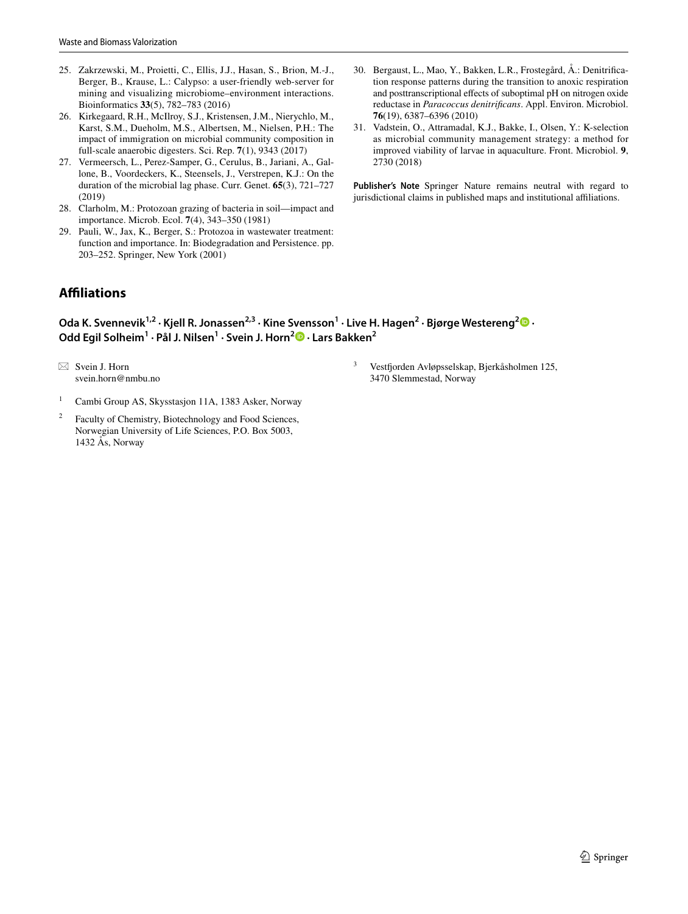25. Zakrzewski, M., Proietti, C., Ellis, J.J., Hasan, S., Brion, M.-J., Berger, B., Krause, L.: Calypso: a user-friendly web-server for mining and visualizing microbiome–environment interactions. Bioinformatics **33**(5), 782–783 (2016)
26. Kirkegaard, R.H., McIlroy, S.J., Kristensen, J.M., Nierychlo, M., Karst, S.M., Dueholm, M.S., Albertsen, M., Nielsen, P.H.: The impact of immigration on microbial community composition in full-scale anaerobic digesters. Sci. Rep. **7**(1), 9343 (2017)
27. Vermeersch, L., Perez-Samper, G., Cerulus, B., Jariani, A., Gallone, B., Voordeckers, K., Steensels, J., Verstrepen, K.J.: On the duration of the microbial lag phase. Curr. Genet. **65**(3), 721–727 (2019)
28. Clarholm, M.: Protozoan grazing of bacteria in soil—impact and importance. Microb. Ecol. **7**(4), 343–350 (1981)
29. Pauli, W., Jax, K., Berger, S.: Protozoa in wastewater treatment: function and importance. In: Biodegradation and Persistence. pp. 203–252. Springer, New York (2001)
30. Bergaust, L., Mao, Y., Bakken, L.R., Frostegård, Å.: Denitrification response patterns during the transition to anoxic respiration and posttranscriptional effects of suboptimal pH on nitrogen oxide reductase in *Paracoccus denitrificans*. Appl. Environ. Microbiol. **76**(19), 6387–6396 (2010)
31. Vadstein, O., Attramadal, K.J., Bakke, I., Olsen, Y.: K-selection as microbial community management strategy: a method for improved viability of larvae in aquaculture. Front. Microbiol. **9**, 2730 (2018)

**Publisher's Note** Springer Nature remains neutral with regard to jurisdictional claims in published maps and institutional affiliations.

## Affiliations

**Oda K. Svennevik[1,2] · Kjell R. Jonassen[2,3] · Kine Svensson[1] · Live H. Hagen[2] · Bjørge Westereng[2] · Odd Egil Solheim[1] · Pål J. Nilsen[1] · Svein J. Horn[2] · Lars Bakken[2]**

✉ Svein J. Horn
svein.horn@nmbu.no

[1] Cambi Group AS, Skysstasjon 11A, 1383 Asker, Norway

[2] Faculty of Chemistry, Biotechnology and Food Sciences, Norwegian University of Life Sciences, P.O. Box 5003, 1432 Ås, Norway

[3] Vestfjorden Avløpsselskap, Bjerkåsholmen 125, 3470 Slemmestad, Norway